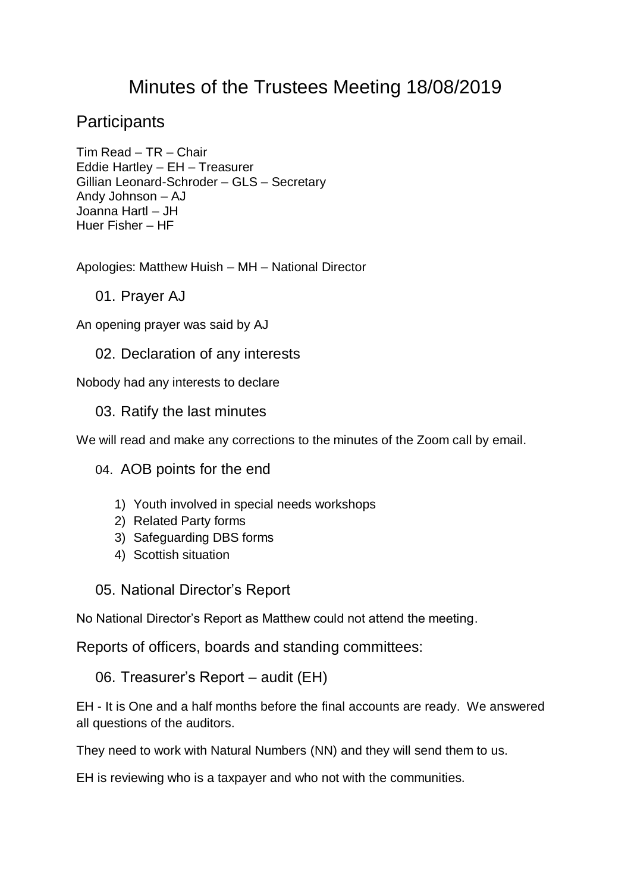# Minutes of the Trustees Meeting 18/08/2019

## Participants

Tim Read – TR – Chair
Eddie Hartley – EH – Treasurer
Gillian Leonard-Schroder – GLS – Secretary
Andy Johnson – AJ
Joanna Hartl – JH
Huer Fisher – HF

Apologies: Matthew Huish – MH – National Director

### 01. Prayer AJ

An opening prayer was said by AJ

### 02. Declaration of any interests

Nobody had any interests to declare

### 03. Ratify the last minutes

We will read and make any corrections to the minutes of the Zoom call by email.

### 04. AOB points for the end

1) Youth involved in special needs workshops
2) Related Party forms
3) Safeguarding DBS forms
4) Scottish situation

### 05. National Director's Report

No National Director's Report as Matthew could not attend the meeting.

Reports of officers, boards and standing committees:

### 06. Treasurer's Report – audit (EH)

EH - It is One and a half months before the final accounts are ready. We answered all questions of the auditors.

They need to work with Natural Numbers (NN) and they will send them to us.

EH is reviewing who is a taxpayer and who not with the communities.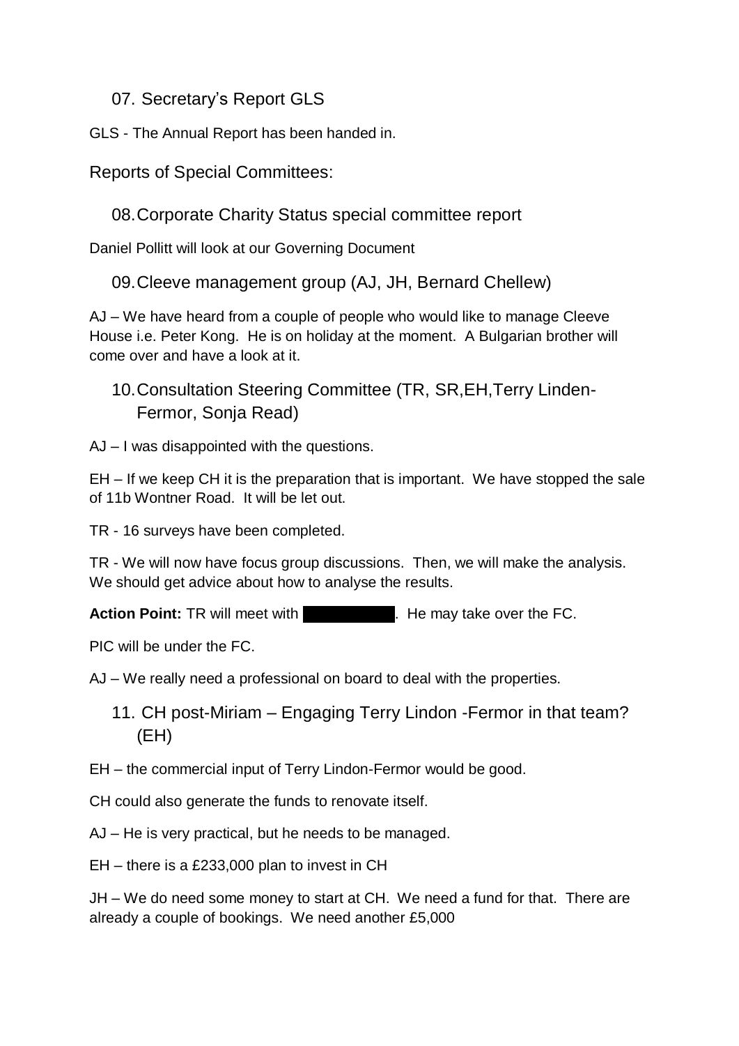## 07. Secretary's Report GLS

GLS - The Annual Report has been handed in.

# Reports of Special Committees:

## 08. Corporate Charity Status special committee report

Daniel Pollitt will look at our Governing Document

## 09. Cleeve management group (AJ, JH, Bernard Chellew)

AJ – We have heard from a couple of people who would like to manage Cleeve House i.e. Peter Kong. He is on holiday at the moment. A Bulgarian brother will come over and have a look at it.

## 10. Consultation Steering Committee (TR, SR, EH, Terry Linden-Fermor, Sonja Read)

AJ – I was disappointed with the questions.

EH – If we keep CH it is the preparation that is important. We have stopped the sale of 11b Wontner Road. It will be let out.

TR - 16 surveys have been completed.

TR - We will now have focus group discussions. Then, we will make the analysis. We should get advice about how to analyse the results.

**Action Point:** TR will meet with [redacted]. He may take over the FC.

PIC will be under the FC.

AJ – We really need a professional on board to deal with the properties.

## 11. CH post-Miriam – Engaging Terry Lindon -Fermor in that team? (EH)

EH – the commercial input of Terry Lindon-Fermor would be good.

CH could also generate the funds to renovate itself.

AJ – He is very practical, but he needs to be managed.

EH – there is a £233,000 plan to invest in CH

JH – We do need some money to start at CH. We need a fund for that. There are already a couple of bookings. We need another £5,000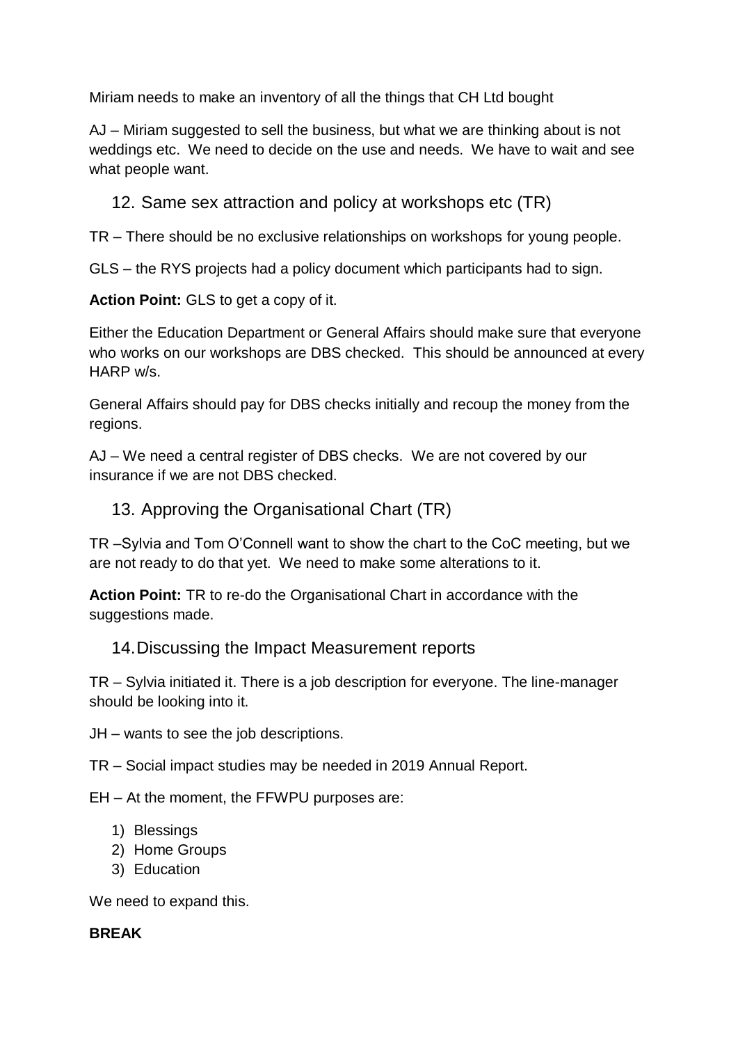Miriam needs to make an inventory of all the things that CH Ltd bought

AJ – Miriam suggested to sell the business, but what we are thinking about is not weddings etc. We need to decide on the use and needs. We have to wait and see what people want.

## 12. Same sex attraction and policy at workshops etc (TR)

TR – There should be no exclusive relationships on workshops for young people.

GLS – the RYS projects had a policy document which participants had to sign.

**Action Point:** GLS to get a copy of it.

Either the Education Department or General Affairs should make sure that everyone who works on our workshops are DBS checked. This should be announced at every HARP w/s.

General Affairs should pay for DBS checks initially and recoup the money from the regions.

AJ – We need a central register of DBS checks. We are not covered by our insurance if we are not DBS checked.

## 13. Approving the Organisational Chart (TR)

TR –Sylvia and Tom O'Connell want to show the chart to the CoC meeting, but we are not ready to do that yet. We need to make some alterations to it.

**Action Point:** TR to re-do the Organisational Chart in accordance with the suggestions made.

## 14. Discussing the Impact Measurement reports

TR – Sylvia initiated it. There is a job description for everyone. The line-manager should be looking into it.

JH – wants to see the job descriptions.

TR – Social impact studies may be needed in 2019 Annual Report.

EH – At the moment, the FFWPU purposes are:

1) Blessings
2) Home Groups
3) Education

We need to expand this.

**BREAK**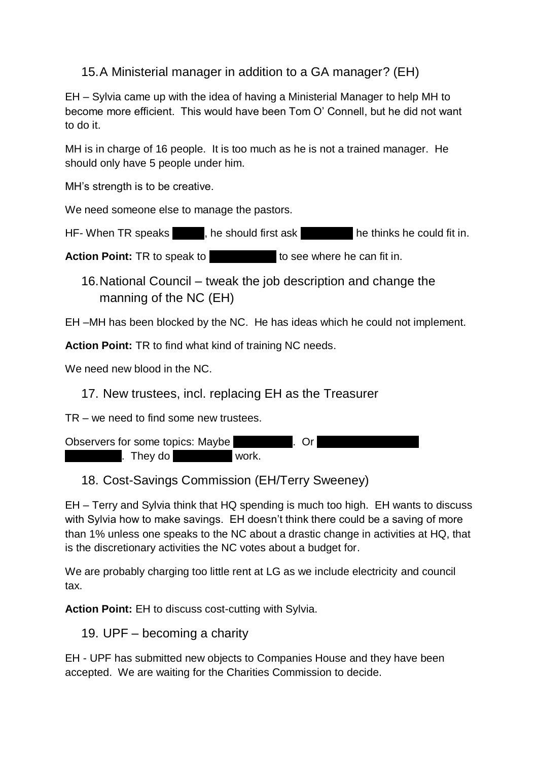## 15. A Ministerial manager in addition to a GA manager? (EH)

EH – Sylvia came up with the idea of having a Ministerial Manager to help MH to become more efficient. This would have been Tom O' Connell, but he did not want to do it.

MH is in charge of 16 people. It is too much as he is not a trained manager. He should only have 5 people under him.

MH's strength is to be creative.

We need someone else to manage the pastors.

HF- When TR speaks ██████, he should first ask ██████ he thinks he could fit in.

**Action Point:** TR to speak to ██████ to see where he can fit in.

## 16. National Council – tweak the job description and change the manning of the NC (EH)

EH –MH has been blocked by the NC. He has ideas which he could not implement.

**Action Point:** TR to find what kind of training NC needs.

We need new blood in the NC.

## 17. New trustees, incl. replacing EH as the Treasurer

TR – we need to find some new trustees.

Observers for some topics: Maybe ██████. Or ██████ ██████. They do ██████ work.

## 18. Cost-Savings Commission (EH/Terry Sweeney)

EH – Terry and Sylvia think that HQ spending is much too high. EH wants to discuss with Sylvia how to make savings. EH doesn't think there could be a saving of more than 1% unless one speaks to the NC about a drastic change in activities at HQ, that is the discretionary activities the NC votes about a budget for.

We are probably charging too little rent at LG as we include electricity and council tax.

**Action Point:** EH to discuss cost-cutting with Sylvia.

## 19. UPF – becoming a charity

EH - UPF has submitted new objects to Companies House and they have been accepted. We are waiting for the Charities Commission to decide.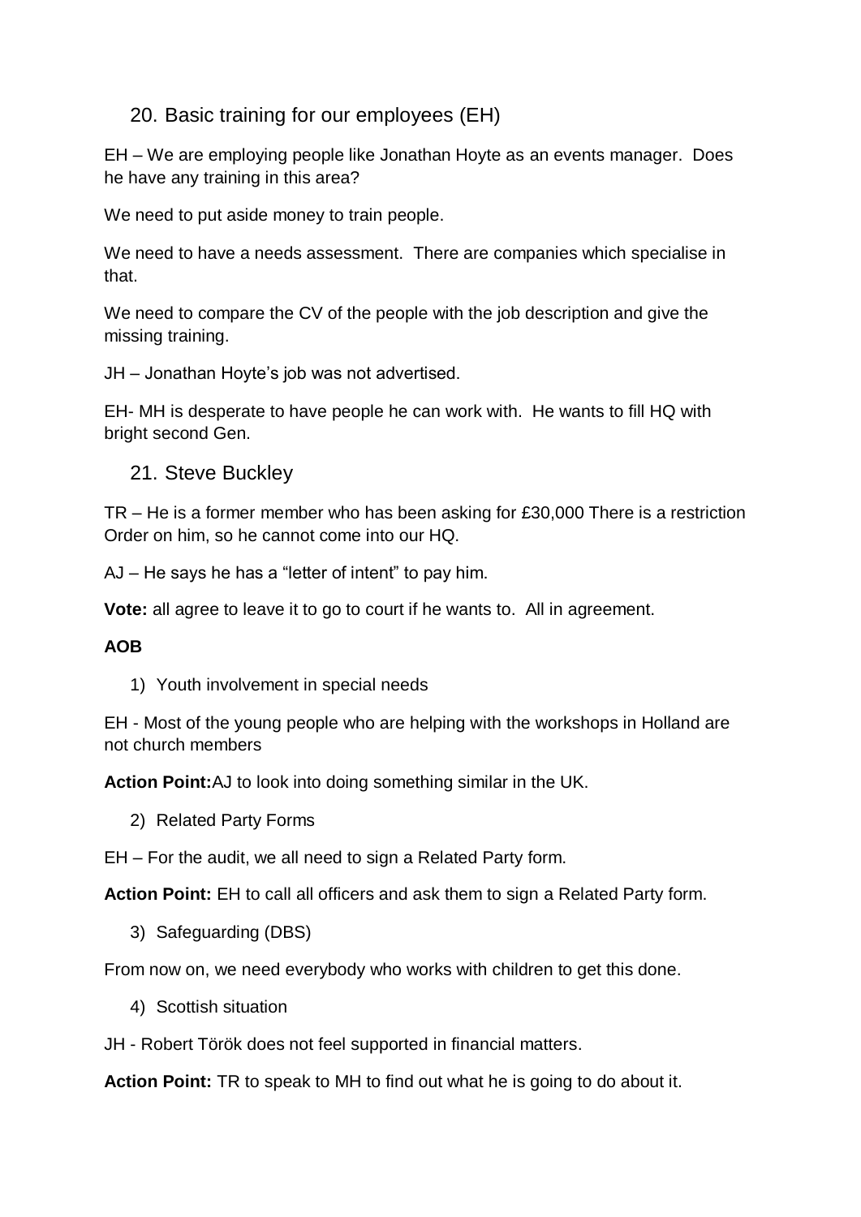## 20. Basic training for our employees (EH)

EH – We are employing people like Jonathan Hoyte as an events manager. Does he have any training in this area?

We need to put aside money to train people.

We need to have a needs assessment. There are companies which specialise in that.

We need to compare the CV of the people with the job description and give the missing training.

JH – Jonathan Hoyte's job was not advertised.

EH- MH is desperate to have people he can work with. He wants to fill HQ with bright second Gen.

## 21. Steve Buckley

TR – He is a former member who has been asking for £30,000 There is a restriction Order on him, so he cannot come into our HQ.

AJ – He says he has a "letter of intent" to pay him.

**Vote:** all agree to leave it to go to court if he wants to. All in agreement.

**AOB**

1) Youth involvement in special needs

EH - Most of the young people who are helping with the workshops in Holland are not church members

**Action Point:**AJ to look into doing something similar in the UK.

2) Related Party Forms

EH – For the audit, we all need to sign a Related Party form.

**Action Point:** EH to call all officers and ask them to sign a Related Party form.

3) Safeguarding (DBS)

From now on, we need everybody who works with children to get this done.

4) Scottish situation

JH - Robert Török does not feel supported in financial matters.

**Action Point:** TR to speak to MH to find out what he is going to do about it.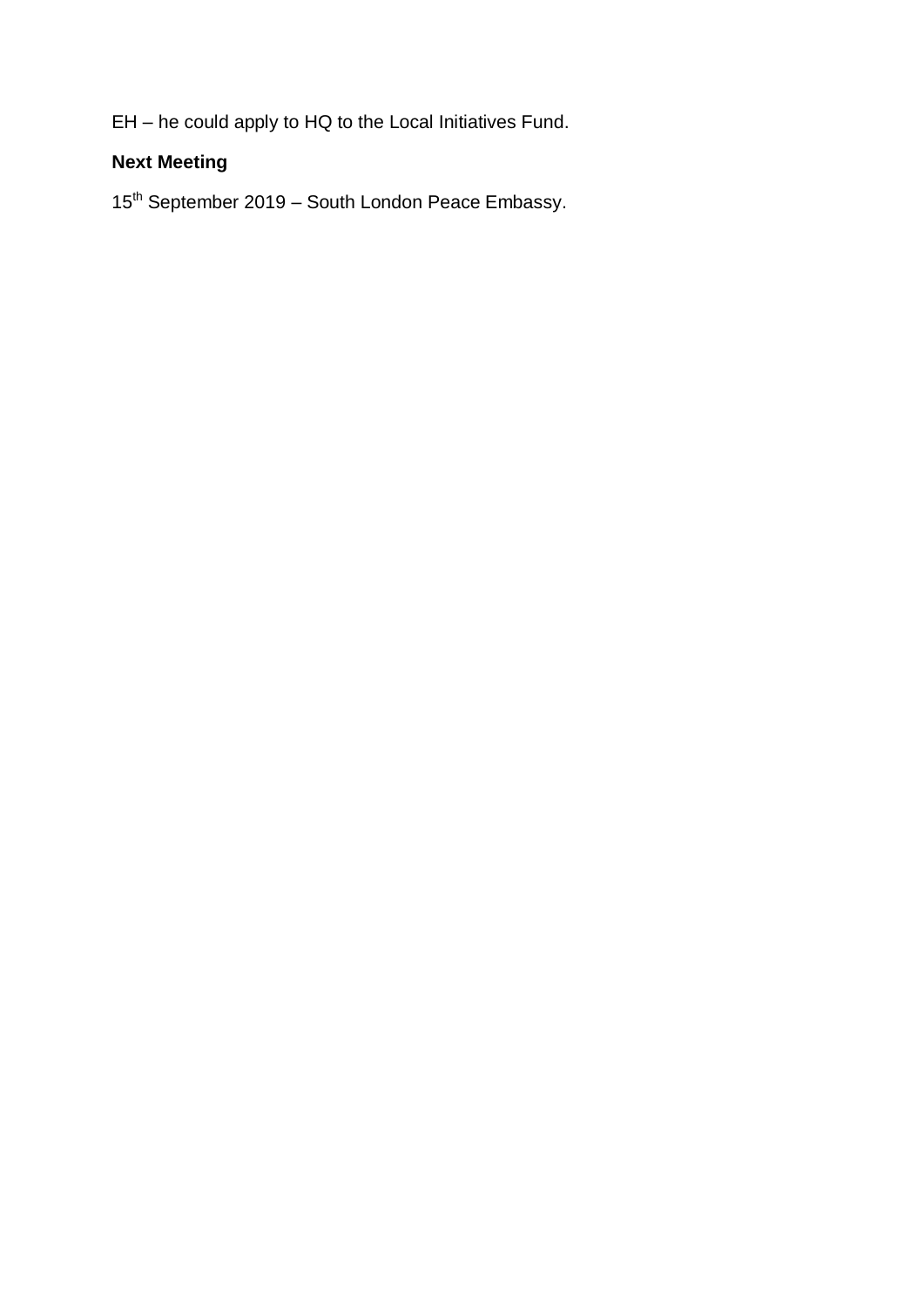EH – he could apply to HQ to the Local Initiatives Fund.

**Next Meeting**

15th September 2019 – South London Peace Embassy.